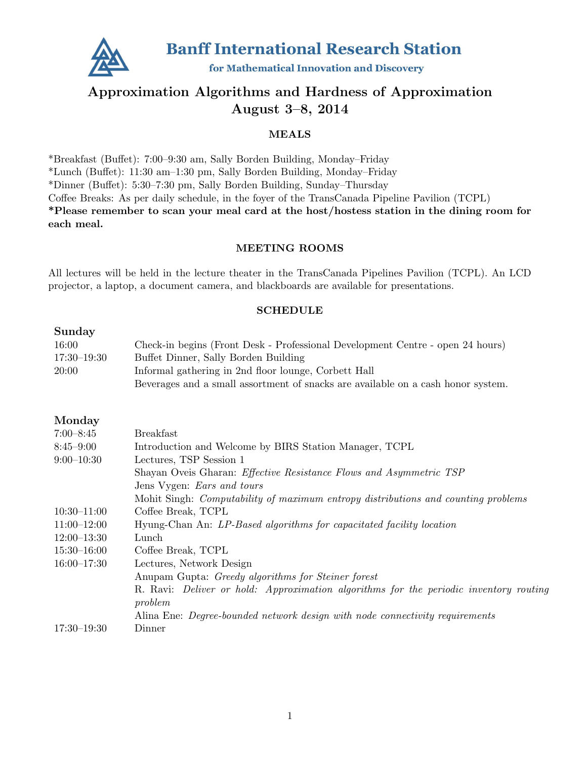# Banff International Research Station

**for Mathematical Innovation and Discovery**

## Approximation Algorithms and Hardness of Approximation
## August 3–8, 2014

### MEALS

*Breakfast (Buffet): 7:00–9:30 am, Sally Borden Building, Monday–Friday
*Lunch (Buffet): 11:30 am–1:30 pm, Sally Borden Building, Monday–Friday
*Dinner (Buffet): 5:30–7:30 pm, Sally Borden Building, Sunday–Thursday
Coffee Breaks: As per daily schedule, in the foyer of the TransCanada Pipeline Pavilion (TCPL)
**\*Please remember to scan your meal card at the host/hostess station in the dining room for each meal.**

### MEETING ROOMS

All lectures will be held in the lecture theater in the TransCanada Pipelines Pavilion (TCPL). An LCD projector, a laptop, a document camera, and blackboards are available for presentations.

### SCHEDULE

**Sunday**

| | |
|---|---|
| 16:00 | Check-in begins (Front Desk - Professional Development Centre - open 24 hours) |
| 17:30–19:30 | Buffet Dinner, Sally Borden Building |
| 20:00 | Informal gathering in 2nd floor lounge, Corbett Hall<br>Beverages and a small assortment of snacks are available on a cash honor system. |

**Monday**

| | |
|---|---|
| 7:00–8:45 | Breakfast |
| 8:45–9:00 | Introduction and Welcome by BIRS Station Manager, TCPL |
| 9:00–10:30 | Lectures, TSP Session 1<br>Shayan Oveis Gharan: *Effective Resistance Flows and Asymmetric TSP*<br>Jens Vygen: *Ears and tours*<br>Mohit Singh: *Computability of maximum entropy distributions and counting problems* |
| 10:30–11:00 | Coffee Break, TCPL |
| 11:00–12:00 | Hyung-Chan An: *LP-Based algorithms for capacitated facility location* |
| 12:00–13:30 | Lunch |
| 15:30–16:00 | Coffee Break, TCPL |
| 16:00–17:30 | Lectures, Network Design<br>Anupam Gupta: *Greedy algorithms for Steiner forest*<br>R. Ravi: *Deliver or hold: Approximation algorithms for the periodic inventory routing problem*<br>Alina Ene: *Degree-bounded network design with node connectivity requirements* |
| 17:30–19:30 | Dinner |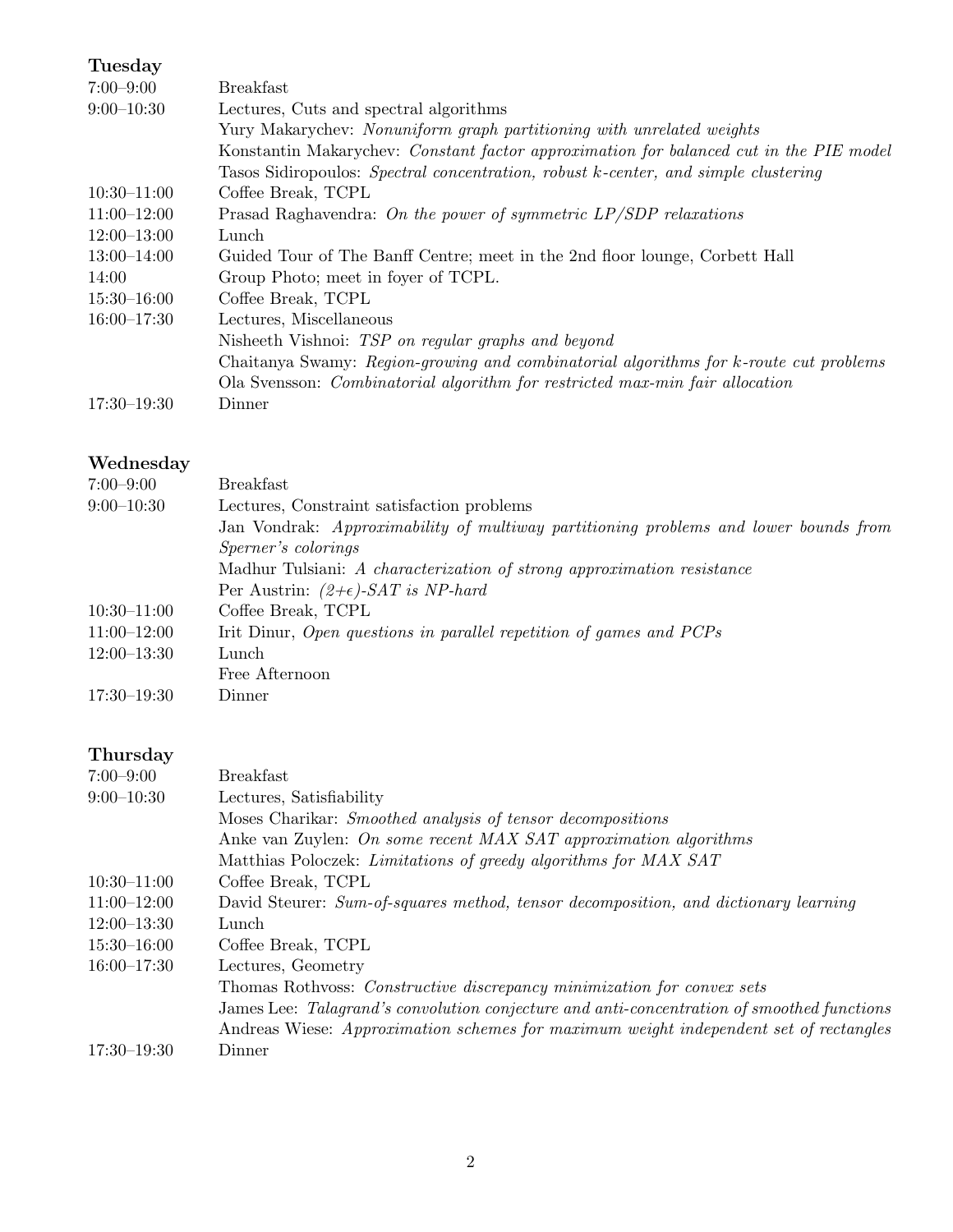## Tuesday

| | |
|---|---|
| 7:00–9:00 | Breakfast |
| 9:00–10:30 | Lectures, Cuts and spectral algorithms |
| | Yury Makarychev: *Nonuniform graph partitioning with unrelated weights* |
| | Konstantin Makarychev: *Constant factor approximation for balanced cut in the PIE model* |
| | Tasos Sidiropoulos: *Spectral concentration, robust k-center, and simple clustering* |
| 10:30–11:00 | Coffee Break, TCPL |
| 11:00–12:00 | Prasad Raghavendra: *On the power of symmetric LP/SDP relaxations* |
| 12:00–13:00 | Lunch |
| 13:00–14:00 | Guided Tour of The Banff Centre; meet in the 2nd floor lounge, Corbett Hall |
| 14:00 | Group Photo; meet in foyer of TCPL. |
| 15:30–16:00 | Coffee Break, TCPL |
| 16:00–17:30 | Lectures, Miscellaneous |
| | Nisheeth Vishnoi: *TSP on regular graphs and beyond* |
| | Chaitanya Swamy: *Region-growing and combinatorial algorithms for k-route cut problems* |
| | Ola Svensson: *Combinatorial algorithm for restricted max-min fair allocation* |
| 17:30–19:30 | Dinner |

## Wednesday

| | |
|---|---|
| 7:00–9:00 | Breakfast |
| 9:00–10:30 | Lectures, Constraint satisfaction problems |
| | Jan Vondrak: *Approximability of multiway partitioning problems and lower bounds from Sperner's colorings* |
| | Madhur Tulsiani: *A characterization of strong approximation resistance* |
| | Per Austrin: *$(2+\epsilon)$-SAT is NP-hard* |
| 10:30–11:00 | Coffee Break, TCPL |
| 11:00–12:00 | Irit Dinur, *Open questions in parallel repetition of games and PCPs* |
| 12:00–13:30 | Lunch |
| | Free Afternoon |
| 17:30–19:30 | Dinner |

## Thursday

| | |
|---|---|
| 7:00–9:00 | Breakfast |
| 9:00–10:30 | Lectures, Satisfiability |
| | Moses Charikar: *Smoothed analysis of tensor decompositions* |
| | Anke van Zuylen: *On some recent MAX SAT approximation algorithms* |
| | Matthias Poloczek: *Limitations of greedy algorithms for MAX SAT* |
| 10:30–11:00 | Coffee Break, TCPL |
| 11:00–12:00 | David Steurer: *Sum-of-squares method, tensor decomposition, and dictionary learning* |
| 12:00–13:30 | Lunch |
| 15:30–16:00 | Coffee Break, TCPL |
| 16:00–17:30 | Lectures, Geometry |
| | Thomas Rothvoss: *Constructive discrepancy minimization for convex sets* |
| | James Lee: *Talagrand's convolution conjecture and anti-concentration of smoothed functions* |
| | Andreas Wiese: *Approximation schemes for maximum weight independent set of rectangles* |
| 17:30–19:30 | Dinner |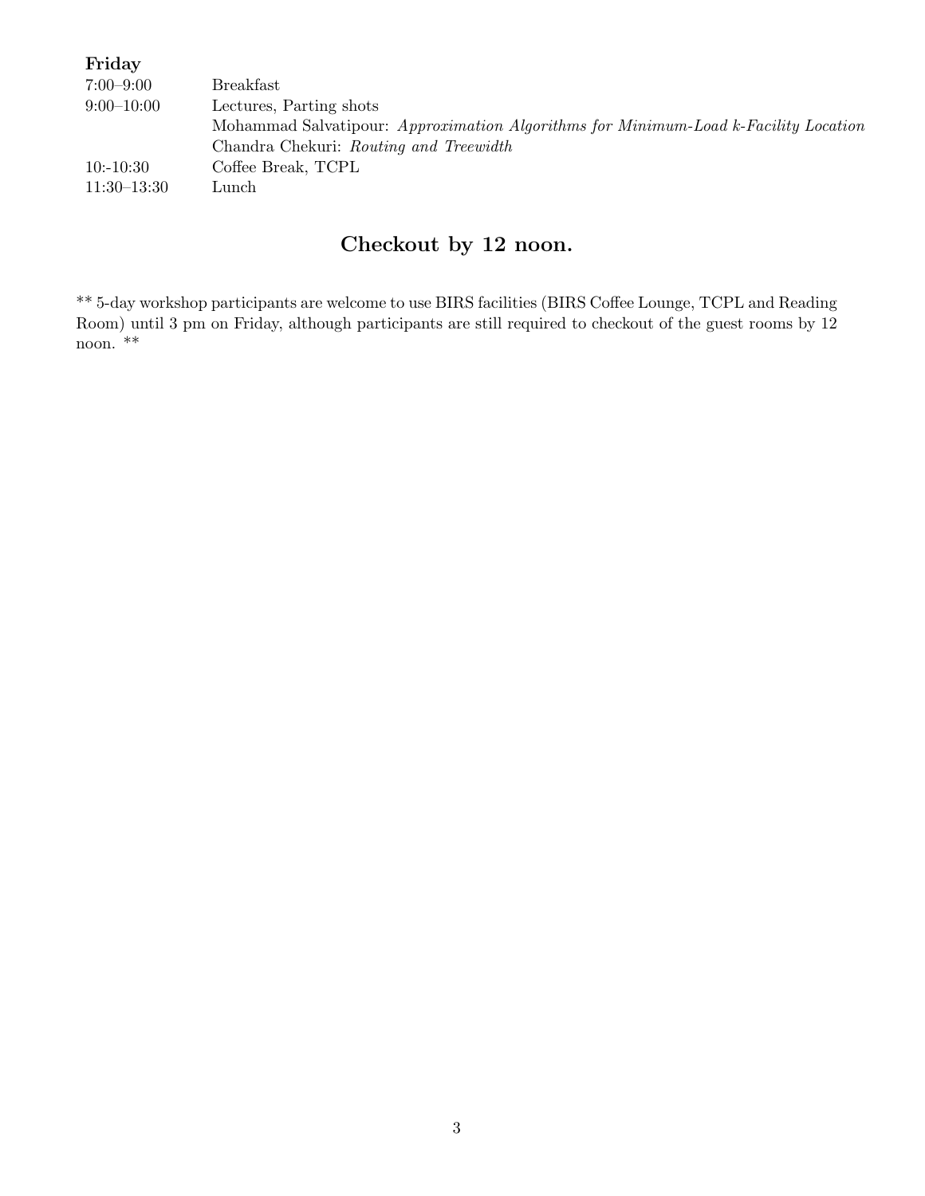**Friday**

| | |
|---|---|
| 7:00–9:00 | Breakfast |
| 9:00–10:00 | Lectures, Parting shots |
| | Mohammad Salvatipour: *Approximation Algorithms for Minimum-Load k-Facility Location* |
| | Chandra Chekuri: *Routing and Treewidth* |
| 10:-10:30 | Coffee Break, TCPL |
| 11:30–13:30 | Lunch |

## Checkout by 12 noon.

** 5-day workshop participants are welcome to use BIRS facilities (BIRS Coffee Lounge, TCPL and Reading Room) until 3 pm on Friday, although participants are still required to checkout of the guest rooms by 12 noon. **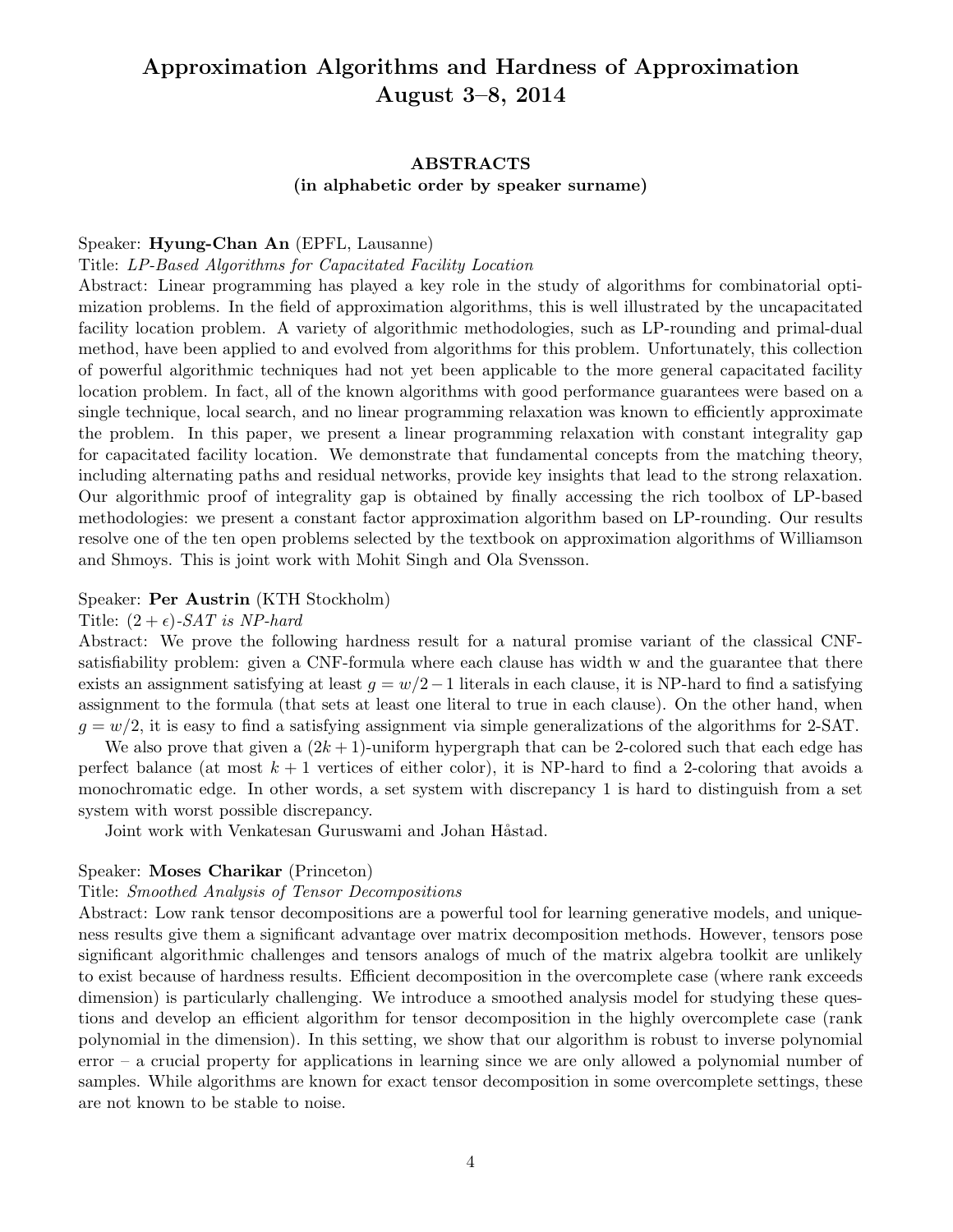# Approximation Algorithms and Hardness of Approximation
# August 3–8, 2014

## ABSTRACTS
### (in alphabetic order by speaker surname)

Speaker: **Hyung-Chan An** (EPFL, Lausanne)

Title: *LP-Based Algorithms for Capacitated Facility Location*

Abstract: Linear programming has played a key role in the study of algorithms for combinatorial optimization problems. In the field of approximation algorithms, this is well illustrated by the uncapacitated facility location problem. A variety of algorithmic methodologies, such as LP-rounding and primal-dual method, have been applied to and evolved from algorithms for this problem. Unfortunately, this collection of powerful algorithmic techniques had not yet been applicable to the more general capacitated facility location problem. In fact, all of the known algorithms with good performance guarantees were based on a single technique, local search, and no linear programming relaxation was known to efficiently approximate the problem. In this paper, we present a linear programming relaxation with constant integrality gap for capacitated facility location. We demonstrate that fundamental concepts from the matching theory, including alternating paths and residual networks, provide key insights that lead to the strong relaxation. Our algorithmic proof of integrality gap is obtained by finally accessing the rich toolbox of LP-based methodologies: we present a constant factor approximation algorithm based on LP-rounding. Our results resolve one of the ten open problems selected by the textbook on approximation algorithms of Williamson and Shmoys. This is joint work with Mohit Singh and Ola Svensson.

Speaker: **Per Austrin** (KTH Stockholm)

Title: *$(2+\epsilon)$-SAT is NP-hard*

Abstract: We prove the following hardness result for a natural promise variant of the classical CNF-satisfiability problem: given a CNF-formula where each clause has width w and the guarantee that there exists an assignment satisfying at least $g = w/2 - 1$ literals in each clause, it is NP-hard to find a satisfying assignment to the formula (that sets at least one literal to true in each clause). On the other hand, when $g = w/2$, it is easy to find a satisfying assignment via simple generalizations of the algorithms for 2-SAT.

We also prove that given a $(2k+1)$-uniform hypergraph that can be 2-colored such that each edge has perfect balance (at most $k+1$ vertices of either color), it is NP-hard to find a 2-coloring that avoids a monochromatic edge. In other words, a set system with discrepancy 1 is hard to distinguish from a set system with worst possible discrepancy.

Joint work with Venkatesan Guruswami and Johan Håstad.

Speaker: **Moses Charikar** (Princeton)

Title: *Smoothed Analysis of Tensor Decompositions*

Abstract: Low rank tensor decompositions are a powerful tool for learning generative models, and uniqueness results give them a significant advantage over matrix decomposition methods. However, tensors pose significant algorithmic challenges and tensors analogs of much of the matrix algebra toolkit are unlikely to exist because of hardness results. Efficient decomposition in the overcomplete case (where rank exceeds dimension) is particularly challenging. We introduce a smoothed analysis model for studying these questions and develop an efficient algorithm for tensor decomposition in the highly overcomplete case (rank polynomial in the dimension). In this setting, we show that our algorithm is robust to inverse polynomial error – a crucial property for applications in learning since we are only allowed a polynomial number of samples. While algorithms are known for exact tensor decomposition in some overcomplete settings, these are not known to be stable to noise.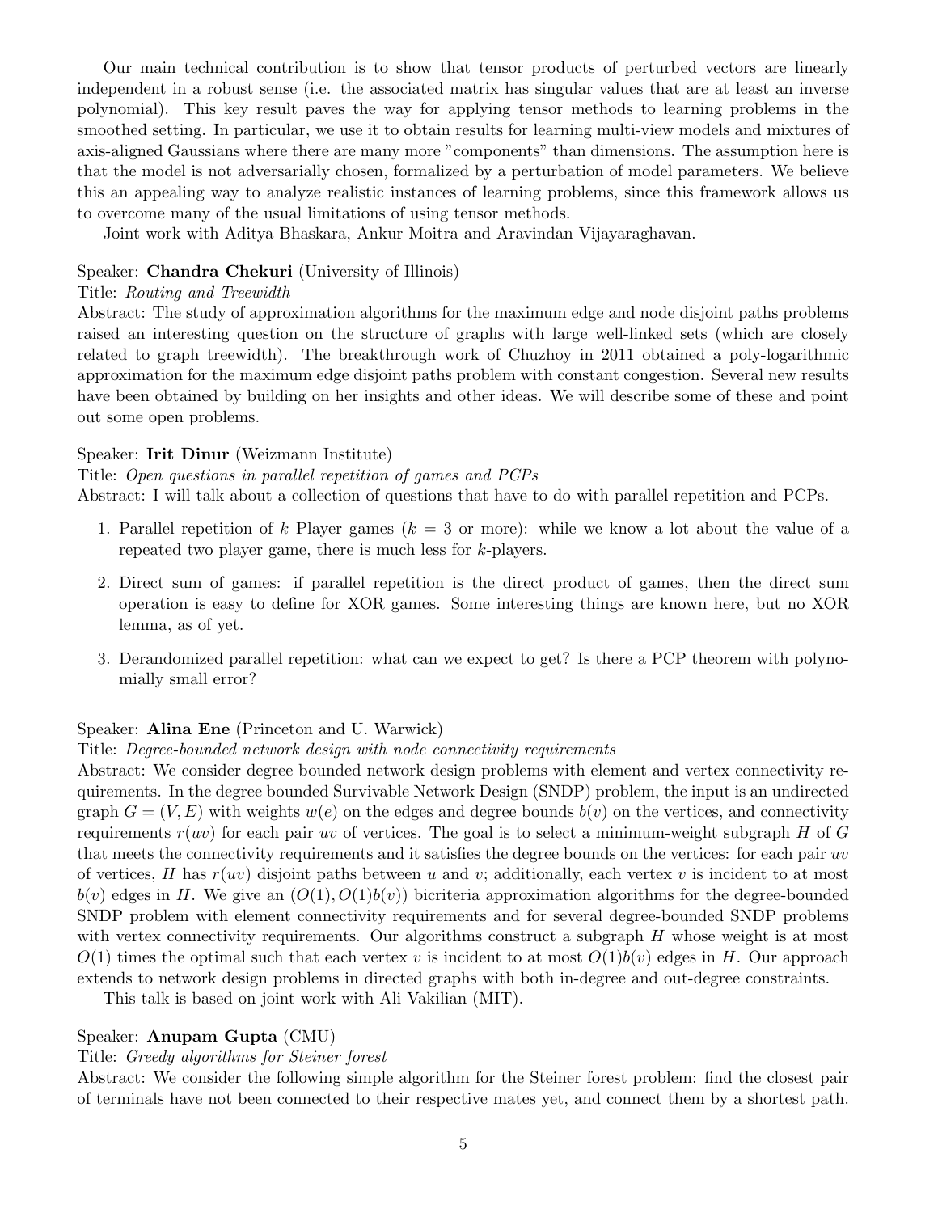Our main technical contribution is to show that tensor products of perturbed vectors are linearly independent in a robust sense (i.e. the associated matrix has singular values that are at least an inverse polynomial). This key result paves the way for applying tensor methods to learning problems in the smoothed setting. In particular, we use it to obtain results for learning multi-view models and mixtures of axis-aligned Gaussians where there are many more "components" than dimensions. The assumption here is that the model is not adversarially chosen, formalized by a perturbation of model parameters. We believe this an appealing way to analyze realistic instances of learning problems, since this framework allows us to overcome many of the usual limitations of using tensor methods.

Joint work with Aditya Bhaskara, Ankur Moitra and Aravindan Vijayaraghavan.

Speaker: **Chandra Chekuri** (University of Illinois)
Title: *Routing and Treewidth*
Abstract: The study of approximation algorithms for the maximum edge and node disjoint paths problems raised an interesting question on the structure of graphs with large well-linked sets (which are closely related to graph treewidth). The breakthrough work of Chuzhoy in 2011 obtained a poly-logarithmic approximation for the maximum edge disjoint paths problem with constant congestion. Several new results have been obtained by building on her insights and other ideas. We will describe some of these and point out some open problems.

Speaker: **Irit Dinur** (Weizmann Institute)
Title: *Open questions in parallel repetition of games and PCPs*
Abstract: I will talk about a collection of questions that have to do with parallel repetition and PCPs.

1. Parallel repetition of $k$ Player games ($k = 3$ or more): while we know a lot about the value of a repeated two player game, there is much less for $k$-players.
2. Direct sum of games: if parallel repetition is the direct product of games, then the direct sum operation is easy to define for XOR games. Some interesting things are known here, but no XOR lemma, as of yet.
3. Derandomized parallel repetition: what can we expect to get? Is there a PCP theorem with polynomially small error?

Speaker: **Alina Ene** (Princeton and U. Warwick)
Title: *Degree-bounded network design with node connectivity requirements*
Abstract: We consider degree bounded network design problems with element and vertex connectivity requirements. In the degree bounded Survivable Network Design (SNDP) problem, the input is an undirected graph $G = (V, E)$ with weights $w(e)$ on the edges and degree bounds $b(v)$ on the vertices, and connectivity requirements $r(uv)$ for each pair $uv$ of vertices. The goal is to select a minimum-weight subgraph $H$ of $G$ that meets the connectivity requirements and it satisfies the degree bounds on the vertices: for each pair $uv$ of vertices, $H$ has $r(uv)$ disjoint paths between $u$ and $v$; additionally, each vertex $v$ is incident to at most $b(v)$ edges in $H$. We give an $(O(1), O(1)b(v))$ bicriteria approximation algorithms for the degree-bounded SNDP problem with element connectivity requirements and for several degree-bounded SNDP problems with vertex connectivity requirements. Our algorithms construct a subgraph $H$ whose weight is at most $O(1)$ times the optimal such that each vertex $v$ is incident to at most $O(1)b(v)$ edges in $H$. Our approach extends to network design problems in directed graphs with both in-degree and out-degree constraints.

This talk is based on joint work with Ali Vakilian (MIT).

Speaker: **Anupam Gupta** (CMU)
Title: *Greedy algorithms for Steiner forest*
Abstract: We consider the following simple algorithm for the Steiner forest problem: find the closest pair of terminals have not been connected to their respective mates yet, and connect them by a shortest path.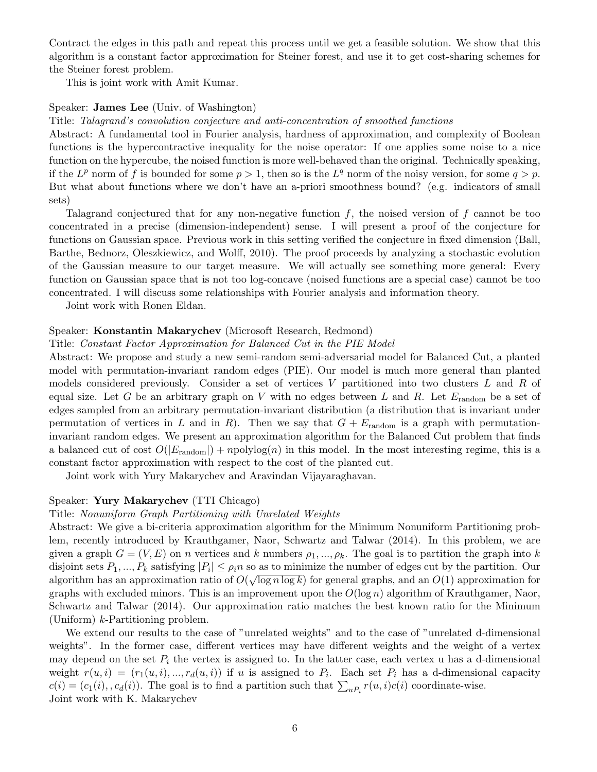Contract the edges in this path and repeat this process until we get a feasible solution. We show that this algorithm is a constant factor approximation for Steiner forest, and use it to get cost-sharing schemes for the Steiner forest problem.

This is joint work with Amit Kumar.

Speaker: **James Lee** (Univ. of Washington)

Title: *Talagrand's convolution conjecture and anti-concentration of smoothed functions*

Abstract: A fundamental tool in Fourier analysis, hardness of approximation, and complexity of Boolean functions is the hypercontractive inequality for the noise operator: If one applies some noise to a nice function on the hypercube, the noised function is more well-behaved than the original. Technically speaking, if the $L^p$ norm of $f$ is bounded for some $p > 1$, then so is the $L^q$ norm of the noisy version, for some $q > p$. But what about functions where we don't have an a-priori smoothness bound? (e.g. indicators of small sets)

Talagrand conjectured that for any non-negative function $f$, the noised version of $f$ cannot be too concentrated in a precise (dimension-independent) sense. I will present a proof of the conjecture for functions on Gaussian space. Previous work in this setting verified the conjecture in fixed dimension (Ball, Barthe, Bednorz, Oleszkiewicz, and Wolff, 2010). The proof proceeds by analyzing a stochastic evolution of the Gaussian measure to our target measure. We will actually see something more general: Every function on Gaussian space that is not too log-concave (noised functions are a special case) cannot be too concentrated. I will discuss some relationships with Fourier analysis and information theory.

Joint work with Ronen Eldan.

Speaker: **Konstantin Makarychev** (Microsoft Research, Redmond)

Title: *Constant Factor Approximation for Balanced Cut in the PIE Model*

Abstract: We propose and study a new semi-random semi-adversarial model for Balanced Cut, a planted model with permutation-invariant random edges (PIE). Our model is much more general than planted models considered previously. Consider a set of vertices $V$ partitioned into two clusters $L$ and $R$ of equal size. Let $G$ be an arbitrary graph on $V$ with no edges between $L$ and $R$. Let $E_{\text{random}}$ be a set of edges sampled from an arbitrary permutation-invariant distribution (a distribution that is invariant under permutation of vertices in $L$ and in $R$). Then we say that $G + E_{\text{random}}$ is a graph with permutation-invariant random edges. We present an approximation algorithm for the Balanced Cut problem that finds a balanced cut of cost $O(|E_{\text{random}}|) + n\text{polylog}(n)$ in this model. In the most interesting regime, this is a constant factor approximation with respect to the cost of the planted cut.

Joint work with Yury Makarychev and Aravindan Vijayaraghavan.

Speaker: **Yury Makarychev** (TTI Chicago)

Title: *Nonuniform Graph Partitioning with Unrelated Weights*

Abstract: We give a bi-criteria approximation algorithm for the Minimum Nonuniform Partitioning problem, recently introduced by Krauthgamer, Naor, Schwartz and Talwar (2014). In this problem, we are given a graph $G = (V, E)$ on $n$ vertices and $k$ numbers $\rho_1, ..., \rho_k$. The goal is to partition the graph into $k$ disjoint sets $P_1, ..., P_k$ satisfying $|P_i| \leq \rho_i n$ so as to minimize the number of edges cut by the partition. Our algorithm has an approximation ratio of $O(\sqrt{\log n \log k})$ for general graphs, and an $O(1)$ approximation for graphs with excluded minors. This is an improvement upon the $O(\log n)$ algorithm of Krauthgamer, Naor, Schwartz and Talwar (2014). Our approximation ratio matches the best known ratio for the Minimum (Uniform) $k$-Partitioning problem.

We extend our results to the case of "unrelated weights" and to the case of "unrelated d-dimensional weights". In the former case, different vertices may have different weights and the weight of a vertex may depend on the set $P_i$ the vertex is assigned to. In the latter case, each vertex u has a d-dimensional weight $r(u, i) = (r_1(u, i), ..., r_d(u, i))$ if $u$ is assigned to $P_i$. Each set $P_i$ has a d-dimensional capacity $c(i) = (c_1(i), , c_d(i))$. The goal is to find a partition such that $\sum_{uP_i} r(u, i)c(i)$ coordinate-wise.

Joint work with K. Makarychev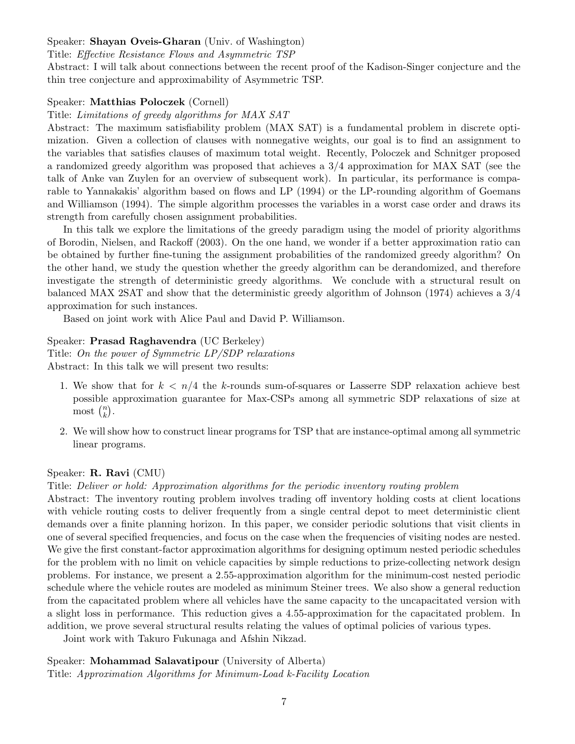Speaker: **Shayan Oveis-Gharan** (Univ. of Washington)

Title: *Effective Resistance Flows and Asymmetric TSP*

Abstract: I will talk about connections between the recent proof of the Kadison-Singer conjecture and the thin tree conjecture and approximability of Asymmetric TSP.

Speaker: **Matthias Poloczek** (Cornell)

Title: *Limitations of greedy algorithms for MAX SAT*

Abstract: The maximum satisfiability problem (MAX SAT) is a fundamental problem in discrete optimization. Given a collection of clauses with nonnegative weights, our goal is to find an assignment to the variables that satisfies clauses of maximum total weight. Recently, Poloczek and Schnitger proposed a randomized greedy algorithm was proposed that achieves a 3/4 approximation for MAX SAT (see the talk of Anke van Zuylen for an overview of subsequent work). In particular, its performance is comparable to Yannakakis' algorithm based on flows and LP (1994) or the LP-rounding algorithm of Goemans and Williamson (1994). The simple algorithm processes the variables in a worst case order and draws its strength from carefully chosen assignment probabilities.

In this talk we explore the limitations of the greedy paradigm using the model of priority algorithms of Borodin, Nielsen, and Rackoff (2003). On the one hand, we wonder if a better approximation ratio can be obtained by further fine-tuning the assignment probabilities of the randomized greedy algorithm? On the other hand, we study the question whether the greedy algorithm can be derandomized, and therefore investigate the strength of deterministic greedy algorithms. We conclude with a structural result on balanced MAX 2SAT and show that the deterministic greedy algorithm of Johnson (1974) achieves a 3/4 approximation for such instances.

Based on joint work with Alice Paul and David P. Williamson.

Speaker: **Prasad Raghavendra** (UC Berkeley)

Title: *On the power of Symmetric LP/SDP relaxations*

Abstract: In this talk we will present two results:

1. We show that for $k < n/4$ the $k$-rounds sum-of-squares or Lasserre SDP relaxation achieve best possible approximation guarantee for Max-CSPs among all symmetric SDP relaxations of size at most $\binom{n}{k}$.
2. We will show how to construct linear programs for TSP that are instance-optimal among all symmetric linear programs.

Speaker: **R. Ravi** (CMU)

Title: *Deliver or hold: Approximation algorithms for the periodic inventory routing problem*

Abstract: The inventory routing problem involves trading off inventory holding costs at client locations with vehicle routing costs to deliver frequently from a single central depot to meet deterministic client demands over a finite planning horizon. In this paper, we consider periodic solutions that visit clients in one of several specified frequencies, and focus on the case when the frequencies of visiting nodes are nested. We give the first constant-factor approximation algorithms for designing optimum nested periodic schedules for the problem with no limit on vehicle capacities by simple reductions to prize-collecting network design problems. For instance, we present a 2.55-approximation algorithm for the minimum-cost nested periodic schedule where the vehicle routes are modeled as minimum Steiner trees. We also show a general reduction from the capacitated problem where all vehicles have the same capacity to the uncapacitated version with a slight loss in performance. This reduction gives a 4.55-approximation for the capacitated problem. In addition, we prove several structural results relating the values of optimal policies of various types.

Joint work with Takuro Fukunaga and Afshin Nikzad.

Speaker: **Mohammad Salavatipour** (University of Alberta)

Title: *Approximation Algorithms for Minimum-Load k-Facility Location*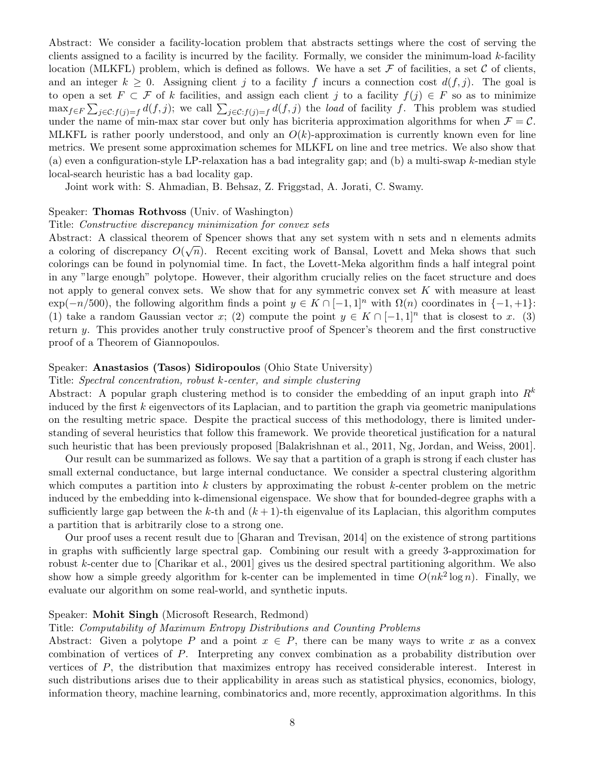Abstract: We consider a facility-location problem that abstracts settings where the cost of serving the clients assigned to a facility is incurred by the facility. Formally, we consider the minimum-load $k$-facility location (MLKFL) problem, which is defined as follows. We have a set $\mathcal{F}$ of facilities, a set $\mathcal{C}$ of clients, and an integer $k \geq 0$. Assigning client $j$ to a facility $f$ incurs a connection cost $d(f, j)$. The goal is to open a set $F \subset \mathcal{F}$ of $k$ facilities, and assign each client $j$ to a facility $f(j) \in F$ so as to minimize $\max_{f \in F} \sum_{j \in \mathcal{C}: f(j)=f} d(f, j)$; we call $\sum_{j \in \mathcal{C}: f(j)=f} d(f, j)$ the *load* of facility $f$. This problem was studied under the name of min-max star cover but only has bicriteria approximation algorithms for when $\mathcal{F} = \mathcal{C}$. MLKFL is rather poorly understood, and only an $O(k)$-approximation is currently known even for line metrics. We present some approximation schemes for MLKFL on line and tree metrics. We also show that (a) even a configuration-style LP-relaxation has a bad integrality gap; and (b) a multi-swap $k$-median style local-search heuristic has a bad locality gap.

Joint work with: S. Ahmadian, B. Behsaz, Z. Friggstad, A. Jorati, C. Swamy.

Speaker: **Thomas Rothvoss** (Univ. of Washington)

Title: *Constructive discrepancy minimization for convex sets*

Abstract: A classical theorem of Spencer shows that any set system with n sets and n elements admits a coloring of discrepancy $O(\sqrt{n})$. Recent exciting work of Bansal, Lovett and Meka shows that such colorings can be found in polynomial time. In fact, the Lovett-Meka algorithm finds a half integral point in any "large enough" polytope. However, their algorithm crucially relies on the facet structure and does not apply to general convex sets. We show that for any symmetric convex set $K$ with measure at least $\exp(-n/500)$, the following algorithm finds a point $y \in K \cap [-1, 1]^n$ with $\Omega(n)$ coordinates in $\{-1, +1\}$: (1) take a random Gaussian vector $x$; (2) compute the point $y \in K \cap [-1, 1]^n$ that is closest to $x$. (3) return $y$. This provides another truly constructive proof of Spencer's theorem and the first constructive proof of a Theorem of Giannopoulos.

Speaker: **Anastasios (Tasos) Sidiropoulos** (Ohio State University)

Title: *Spectral concentration, robust k-center, and simple clustering*

Abstract: A popular graph clustering method is to consider the embedding of an input graph into $R^k$ induced by the first $k$ eigenvectors of its Laplacian, and to partition the graph via geometric manipulations on the resulting metric space. Despite the practical success of this methodology, there is limited understanding of several heuristics that follow this framework. We provide theoretical justification for a natural such heuristic that has been previously proposed [Balakrishnan et al., 2011, Ng, Jordan, and Weiss, 2001].

Our result can be summarized as follows. We say that a partition of a graph is strong if each cluster has small external conductance, but large internal conductance. We consider a spectral clustering algorithm which computes a partition into $k$ clusters by approximating the robust $k$-center problem on the metric induced by the embedding into k-dimensional eigenspace. We show that for bounded-degree graphs with a sufficiently large gap between the $k$-th and $(k + 1)$-th eigenvalue of its Laplacian, this algorithm computes a partition that is arbitrarily close to a strong one.

Our proof uses a recent result due to [Gharan and Trevisan, 2014] on the existence of strong partitions in graphs with sufficiently large spectral gap. Combining our result with a greedy 3-approximation for robust $k$-center due to [Charikar et al., 2001] gives us the desired spectral partitioning algorithm. We also show how a simple greedy algorithm for k-center can be implemented in time $O(nk^2 \log n)$. Finally, we evaluate our algorithm on some real-world, and synthetic inputs.

Speaker: **Mohit Singh** (Microsoft Research, Redmond)

Title: *Computability of Maximum Entropy Distributions and Counting Problems*

Abstract: Given a polytope $P$ and a point $x \in P$, there can be many ways to write $x$ as a convex combination of vertices of $P$. Interpreting any convex combination as a probability distribution over vertices of $P$, the distribution that maximizes entropy has received considerable interest. Interest in such distributions arises due to their applicability in areas such as statistical physics, economics, biology, information theory, machine learning, combinatorics and, more recently, approximation algorithms. In this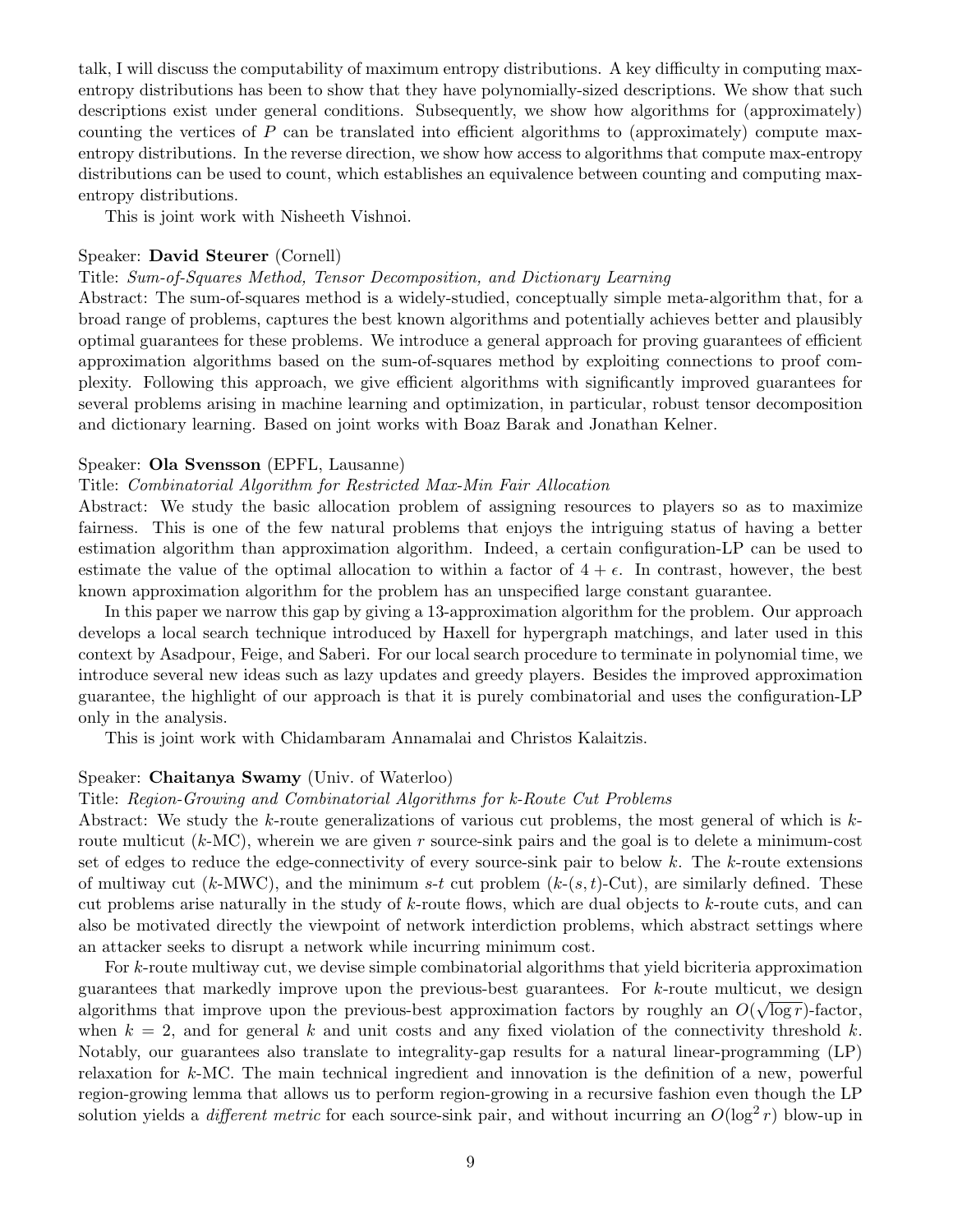talk, I will discuss the computability of maximum entropy distributions. A key difficulty in computing max-entropy distributions has been to show that they have polynomially-sized descriptions. We show that such descriptions exist under general conditions. Subsequently, we show how algorithms for (approximately) counting the vertices of $P$ can be translated into efficient algorithms to (approximately) compute max-entropy distributions. In the reverse direction, we show how access to algorithms that compute max-entropy distributions can be used to count, which establishes an equivalence between counting and computing max-entropy distributions.

This is joint work with Nisheeth Vishnoi.

Speaker: **David Steurer** (Cornell)

Title: *Sum-of-Squares Method, Tensor Decomposition, and Dictionary Learning*

Abstract: The sum-of-squares method is a widely-studied, conceptually simple meta-algorithm that, for a broad range of problems, captures the best known algorithms and potentially achieves better and plausibly optimal guarantees for these problems. We introduce a general approach for proving guarantees of efficient approximation algorithms based on the sum-of-squares method by exploiting connections to proof complexity. Following this approach, we give efficient algorithms with significantly improved guarantees for several problems arising in machine learning and optimization, in particular, robust tensor decomposition and dictionary learning. Based on joint works with Boaz Barak and Jonathan Kelner.

Speaker: **Ola Svensson** (EPFL, Lausanne)

Title: *Combinatorial Algorithm for Restricted Max-Min Fair Allocation*

Abstract: We study the basic allocation problem of assigning resources to players so as to maximize fairness. This is one of the few natural problems that enjoys the intriguing status of having a better estimation algorithm than approximation algorithm. Indeed, a certain configuration-LP can be used to estimate the value of the optimal allocation to within a factor of $4 + \epsilon$. In contrast, however, the best known approximation algorithm for the problem has an unspecified large constant guarantee.

In this paper we narrow this gap by giving a 13-approximation algorithm for the problem. Our approach develops a local search technique introduced by Haxell for hypergraph matchings, and later used in this context by Asadpour, Feige, and Saberi. For our local search procedure to terminate in polynomial time, we introduce several new ideas such as lazy updates and greedy players. Besides the improved approximation guarantee, the highlight of our approach is that it is purely combinatorial and uses the configuration-LP only in the analysis.

This is joint work with Chidambaram Annamalai and Christos Kalaitzis.

Speaker: **Chaitanya Swamy** (Univ. of Waterloo)

Title: *Region-Growing and Combinatorial Algorithms for k-Route Cut Problems*

Abstract: We study the $k$-route generalizations of various cut problems, the most general of which is $k$-route multicut ($k$-MC), wherein we are given $r$ source-sink pairs and the goal is to delete a minimum-cost set of edges to reduce the edge-connectivity of every source-sink pair to below $k$. The $k$-route extensions of multiway cut ($k$-MWC), and the minimum $s$-$t$ cut problem ($k$-$(s,t)$-Cut), are similarly defined. These cut problems arise naturally in the study of $k$-route flows, which are dual objects to $k$-route cuts, and can also be motivated directly the viewpoint of network interdiction problems, which abstract settings where an attacker seeks to disrupt a network while incurring minimum cost.

For $k$-route multiway cut, we devise simple combinatorial algorithms that yield bicriteria approximation guarantees that markedly improve upon the previous-best guarantees. For $k$-route multicut, we design algorithms that improve upon the previous-best approximation factors by roughly an $O(\sqrt{\log r})$-factor, when $k = 2$, and for general $k$ and unit costs and any fixed violation of the connectivity threshold $k$. Notably, our guarantees also translate to integrality-gap results for a natural linear-programming (LP) relaxation for $k$-MC. The main technical ingredient and innovation is the definition of a new, powerful region-growing lemma that allows us to perform region-growing in a recursive fashion even though the LP solution yields a *different metric* for each source-sink pair, and without incurring an $O(\log^2 r)$ blow-up in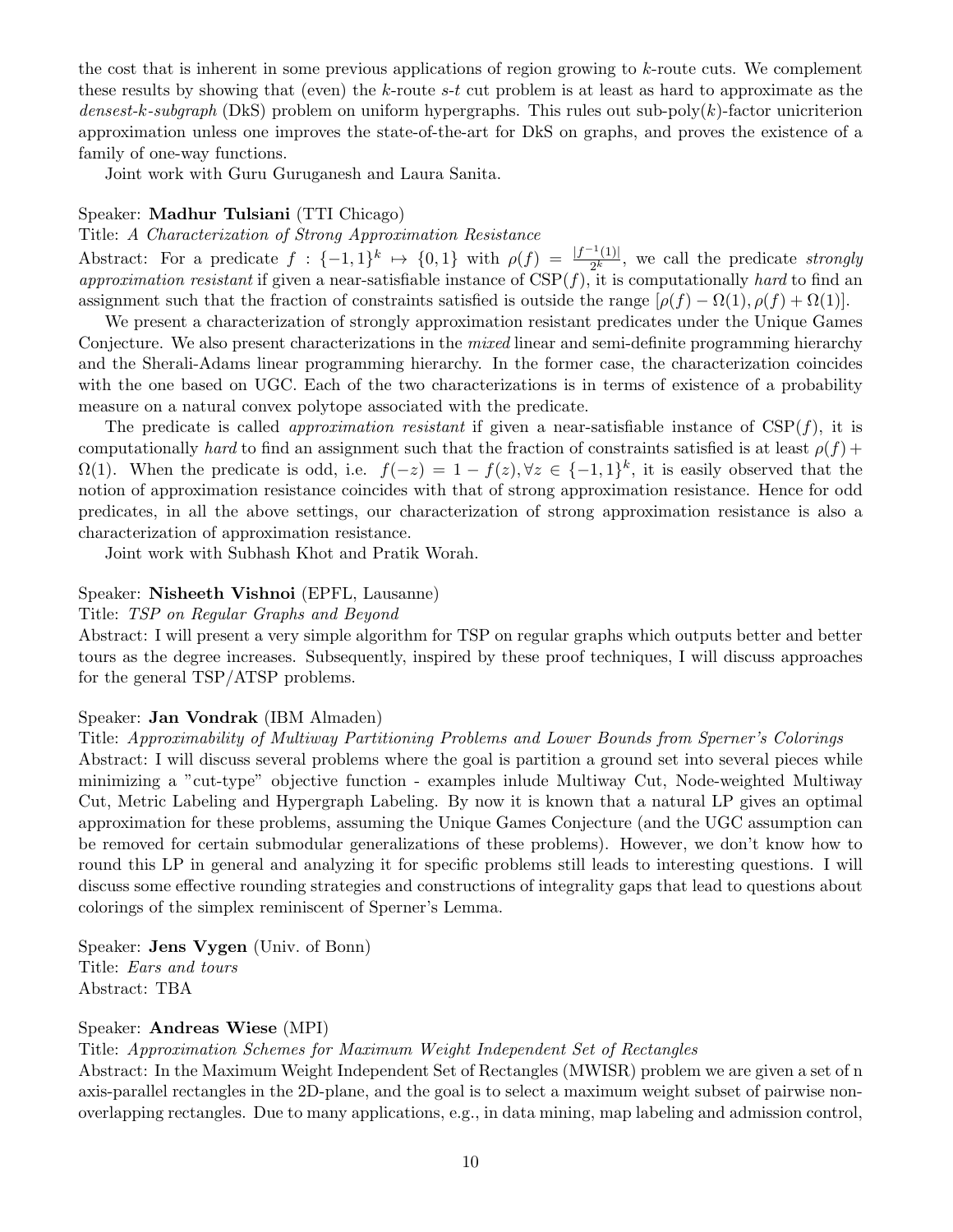the cost that is inherent in some previous applications of region growing to $k$-route cuts. We complement these results by showing that (even) the $k$-route $s$-$t$ cut problem is at least as hard to approximate as the *densest-k-subgraph* (DkS) problem on uniform hypergraphs. This rules out sub-poly($k$)-factor unicriterion approximation unless one improves the state-of-the-art for DkS on graphs, and proves the existence of a family of one-way functions.

Joint work with Guru Guruganesh and Laura Sanita.

Speaker: **Madhur Tulsiani** (TTI Chicago)
Title: *A Characterization of Strong Approximation Resistance*
Abstract: For a predicate $f : \{-1,1\}^k \mapsto \{0,1\}$ with $\rho(f) = \frac{|f^{-1}(1)|}{2^k}$, we call the predicate *strongly approximation resistant* if given a near-satisfiable instance of CSP($f$), it is computationally *hard* to find an assignment such that the fraction of constraints satisfied is outside the range $[\rho(f) - \Omega(1), \rho(f) + \Omega(1)]$.

We present a characterization of strongly approximation resistant predicates under the Unique Games Conjecture. We also present characterizations in the *mixed* linear and semi-definite programming hierarchy and the Sherali-Adams linear programming hierarchy. In the former case, the characterization coincides with the one based on UGC. Each of the two characterizations is in terms of existence of a probability measure on a natural convex polytope associated with the predicate.

The predicate is called *approximation resistant* if given a near-satisfiable instance of CSP($f$), it is computationally *hard* to find an assignment such that the fraction of constraints satisfied is at least $\rho(f) + \Omega(1)$. When the predicate is odd, i.e. $f(-z) = 1 - f(z), \forall z \in \{-1,1\}^k$, it is easily observed that the notion of approximation resistance coincides with that of strong approximation resistance. Hence for odd predicates, in all the above settings, our characterization of strong approximation resistance is also a characterization of approximation resistance.

Joint work with Subhash Khot and Pratik Worah.

Speaker: **Nisheeth Vishnoi** (EPFL, Lausanne)
Title: *TSP on Regular Graphs and Beyond*
Abstract: I will present a very simple algorithm for TSP on regular graphs which outputs better and better tours as the degree increases. Subsequently, inspired by these proof techniques, I will discuss approaches for the general TSP/ATSP problems.

Speaker: **Jan Vondrak** (IBM Almaden)
Title: *Approximability of Multiway Partitioning Problems and Lower Bounds from Sperner's Colorings*
Abstract: I will discuss several problems where the goal is partition a ground set into several pieces while minimizing a "cut-type" objective function - examples inlude Multiway Cut, Node-weighted Multiway Cut, Metric Labeling and Hypergraph Labeling. By now it is known that a natural LP gives an optimal approximation for these problems, assuming the Unique Games Conjecture (and the UGC assumption can be removed for certain submodular generalizations of these problems). However, we don't know how to round this LP in general and analyzing it for specific problems still leads to interesting questions. I will discuss some effective rounding strategies and constructions of integrality gaps that lead to questions about colorings of the simplex reminiscent of Sperner's Lemma.

Speaker: **Jens Vygen** (Univ. of Bonn)
Title: *Ears and tours*
Abstract: TBA

Speaker: **Andreas Wiese** (MPI)
Title: *Approximation Schemes for Maximum Weight Independent Set of Rectangles*
Abstract: In the Maximum Weight Independent Set of Rectangles (MWISR) problem we are given a set of n axis-parallel rectangles in the 2D-plane, and the goal is to select a maximum weight subset of pairwise non-overlapping rectangles. Due to many applications, e.g., in data mining, map labeling and admission control,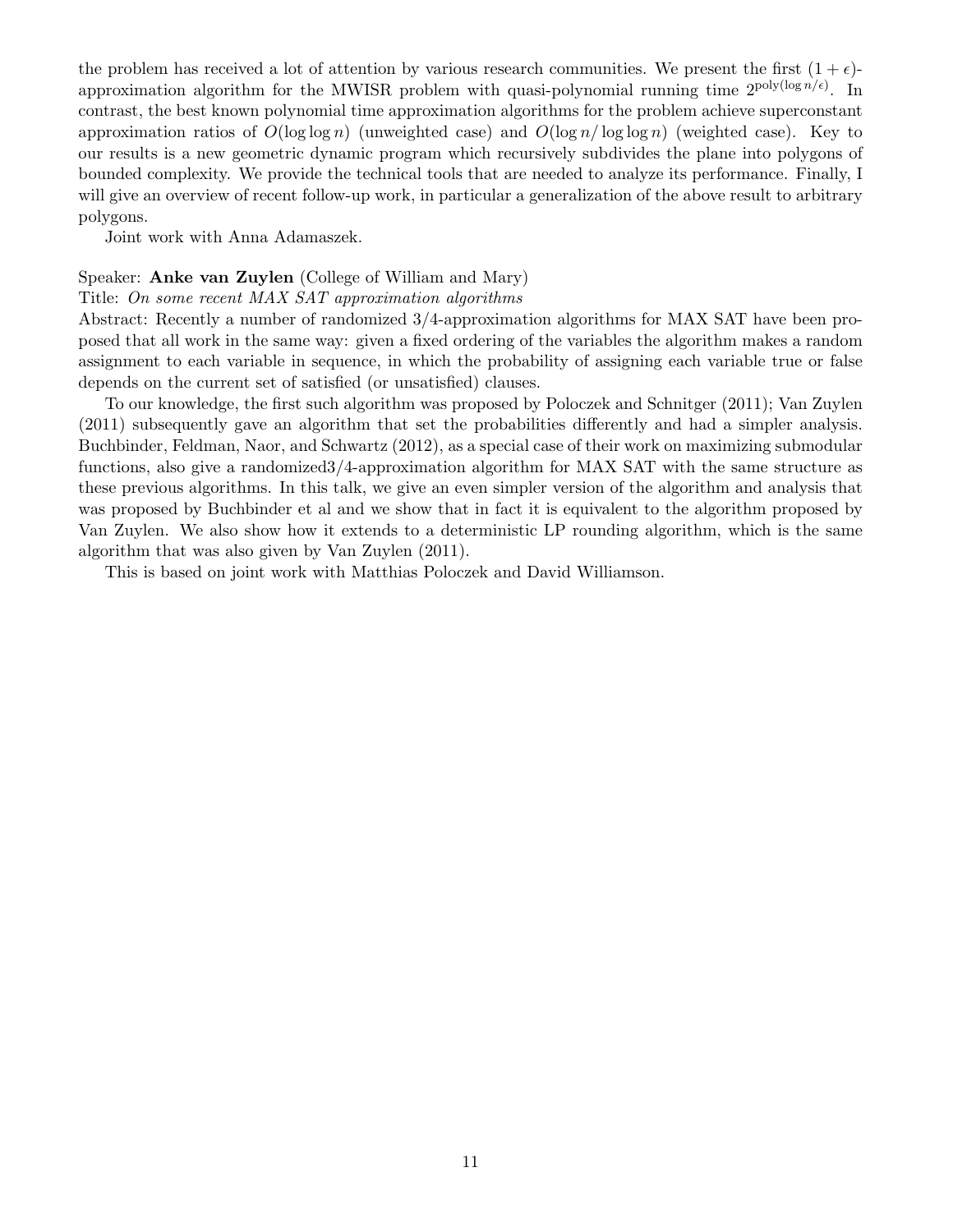the problem has received a lot of attention by various research communities. We present the first $(1+\epsilon)$-approximation algorithm for the MWISR problem with quasi-polynomial running time $2^{\text{poly}(\log n/\epsilon)}$. In contrast, the best known polynomial time approximation algorithms for the problem achieve superconstant approximation ratios of $O(\log \log n)$ (unweighted case) and $O(\log n/ \log \log n)$ (weighted case). Key to our results is a new geometric dynamic program which recursively subdivides the plane into polygons of bounded complexity. We provide the technical tools that are needed to analyze its performance. Finally, I will give an overview of recent follow-up work, in particular a generalization of the above result to arbitrary polygons.

Joint work with Anna Adamaszek.

Speaker: **Anke van Zuylen** (College of William and Mary)
Title: *On some recent MAX SAT approximation algorithms*
Abstract: Recently a number of randomized 3/4-approximation algorithms for MAX SAT have been proposed that all work in the same way: given a fixed ordering of the variables the algorithm makes a random assignment to each variable in sequence, in which the probability of assigning each variable true or false depends on the current set of satisfied (or unsatisfied) clauses.

To our knowledge, the first such algorithm was proposed by Poloczek and Schnitger (2011); Van Zuylen (2011) subsequently gave an algorithm that set the probabilities differently and had a simpler analysis. Buchbinder, Feldman, Naor, and Schwartz (2012), as a special case of their work on maximizing submodular functions, also give a randomized3/4-approximation algorithm for MAX SAT with the same structure as these previous algorithms. In this talk, we give an even simpler version of the algorithm and analysis that was proposed by Buchbinder et al and we show that in fact it is equivalent to the algorithm proposed by Van Zuylen. We also show how it extends to a deterministic LP rounding algorithm, which is the same algorithm that was also given by Van Zuylen (2011).

This is based on joint work with Matthias Poloczek and David Williamson.